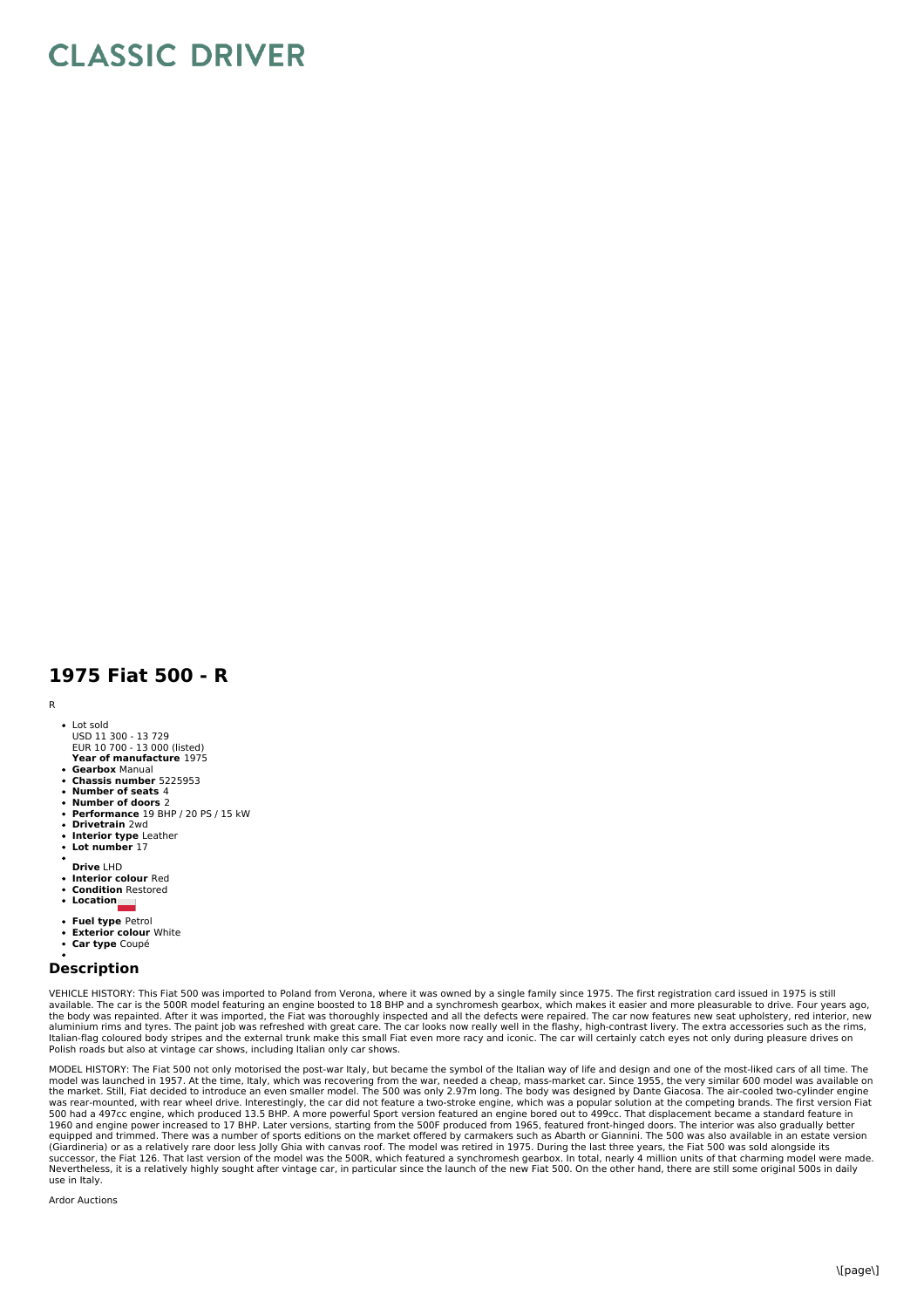# CLASSIC DRIVER

## 1975 Fiat 500 - R

R

- Lot sold
  USD 11 300 - 13 729
  EUR 10 700 - 13 000 (listed)
  **Year of manufacture** 1975
- **Gearbox** Manual
- **Chassis number** 5225953
- **Number of seats** 4
- **Number of doors** 2
- **Performance** 19 BHP / 20 PS / 15 kW
- **Drivetrain** 2wd
- **Interior type** Leather
- **Lot number** 17
- **Drive** LHD
- **Interior colour** Red
- **Condition** Restored
- **Location**
- **Fuel type** Petrol
- **Exterior colour** White
- **Car type** Coupé

## Description

VEHICLE HISTORY: This Fiat 500 was imported to Poland from Verona, where it was owned by a single family since 1975. The first registration card issued in 1975 is still available. The car is the 500R model featuring an engine boosted to 18 BHP and a synchromesh gearbox, which makes it easier and more pleasurable to drive. Four years ago, the body was repainted. After it was imported, the Fiat was thoroughly inspected and all the defects were repaired. The car now features new seat upholstery, red interior, new aluminium rims and tyres. The paint job was refreshed with great care. The car looks now really well in the flashy, high-contrast livery. The extra accessories such as the rims, Italian-flag coloured body stripes and the external trunk make this small Fiat even more racy and iconic. The car will certainly catch eyes not only during pleasure drives on Polish roads but also at vintage car shows, including Italian only car shows.

MODEL HISTORY: The Fiat 500 not only motorised the post-war Italy, but became the symbol of the Italian way of life and design and one of the most-liked cars of all time. The model was launched in 1957. At the time, Italy, which was recovering from the war, needed a cheap, mass-market car. Since 1955, the very similar 600 model was available on the market. Still, Fiat decided to introduce an even smaller model. The 500 was only 2.97m long. The body was designed by Dante Giacosa. The air-cooled two-cylinder engine was rear-mounted, with rear wheel drive. Interestingly, the car did not feature a two-stroke engine, which was a popular solution at the competing brands. The first version Fiat 500 had a 497cc engine, which produced 13.5 BHP. A more powerful Sport version featured an engine bored out to 499cc. That displacement became a standard feature in 1960 and engine power increased to 17 BHP. Later versions, starting from the 500F produced from 1965, featured front-hinged doors. The interior was also gradually better equipped and trimmed. There was a number of sports editions on the market offered by carmakers such as Abarth or Giannini. The 500 was also available in an estate version (Giardineria) or as a relatively rare door less Jolly Ghia with canvas roof. The model was retired in 1975. During the last three years, the Fiat 500 was sold alongside its successor, the Fiat 126. That last version of the model was the 500R, which featured a synchromesh gearbox. In total, nearly 4 million units of that charming model were made. Nevertheless, it is a relatively highly sought after vintage car, in particular since the launch of the new Fiat 500. On the other hand, there are still some original 500s in daily use in Italy.

Ardor Auctions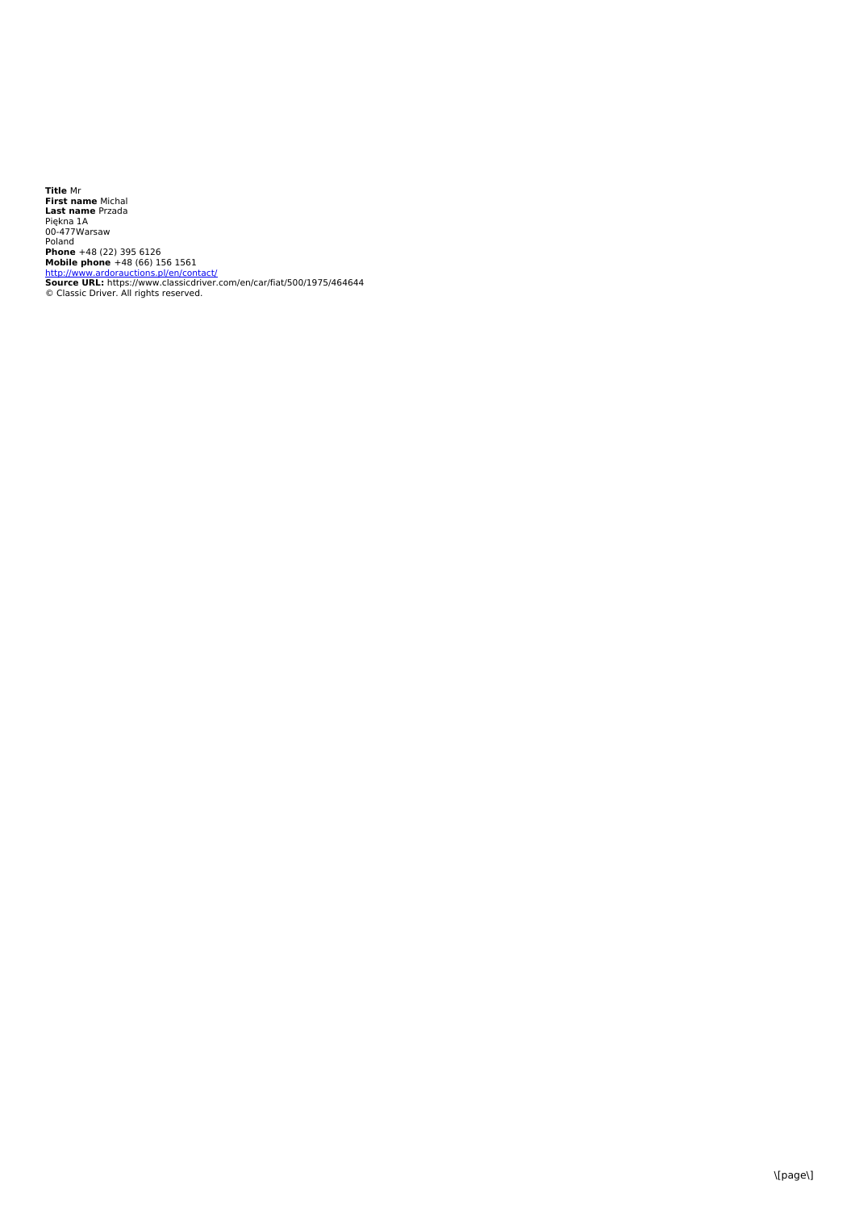**Title** Mr
**First name** Michal
**Last name** Przada
Piękna 1A
00-477Warsaw
Poland
**Phone** +48 (22) 395 6126
**Mobile phone** +48 (66) 156 1561
[http://www.ardorauctions.pl/en/contact/](http://www.ardorauctions.pl/en/contact/)
**Source URL:** https://www.classicdriver.com/en/car/fiat/500/1975/464644
© Classic Driver. All rights reserved.